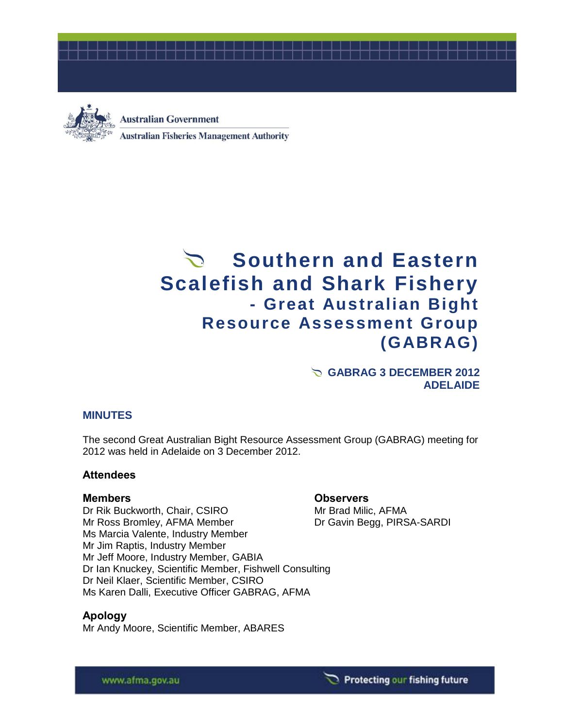Australian Government

Australian Fisheries Management Authority

# Southern and Eastern Scalefish and Shark Fishery - Great Australian Bight Resource Assessment Group (GABRAG)

**GABRAG 3 DECEMBER 2012**
**ADELAIDE**

## MINUTES

The second Great Australian Bight Resource Assessment Group (GABRAG) meeting for 2012 was held in Adelaide on 3 December 2012.

### Attendees

**Members**

Dr Rik Buckworth, Chair, CSIRO
Mr Ross Bromley, AFMA Member
Ms Marcia Valente, Industry Member
Mr Jim Raptis, Industry Member
Mr Jeff Moore, Industry Member, GABIA
Dr Ian Knuckey, Scientific Member, Fishwell Consulting
Dr Neil Klaer, Scientific Member, CSIRO
Ms Karen Dalli, Executive Officer GABRAG, AFMA

**Observers**

Mr Brad Milic, AFMA
Dr Gavin Begg, PIRSA-SARDI

### Apology

Mr Andy Moore, Scientific Member, ABARES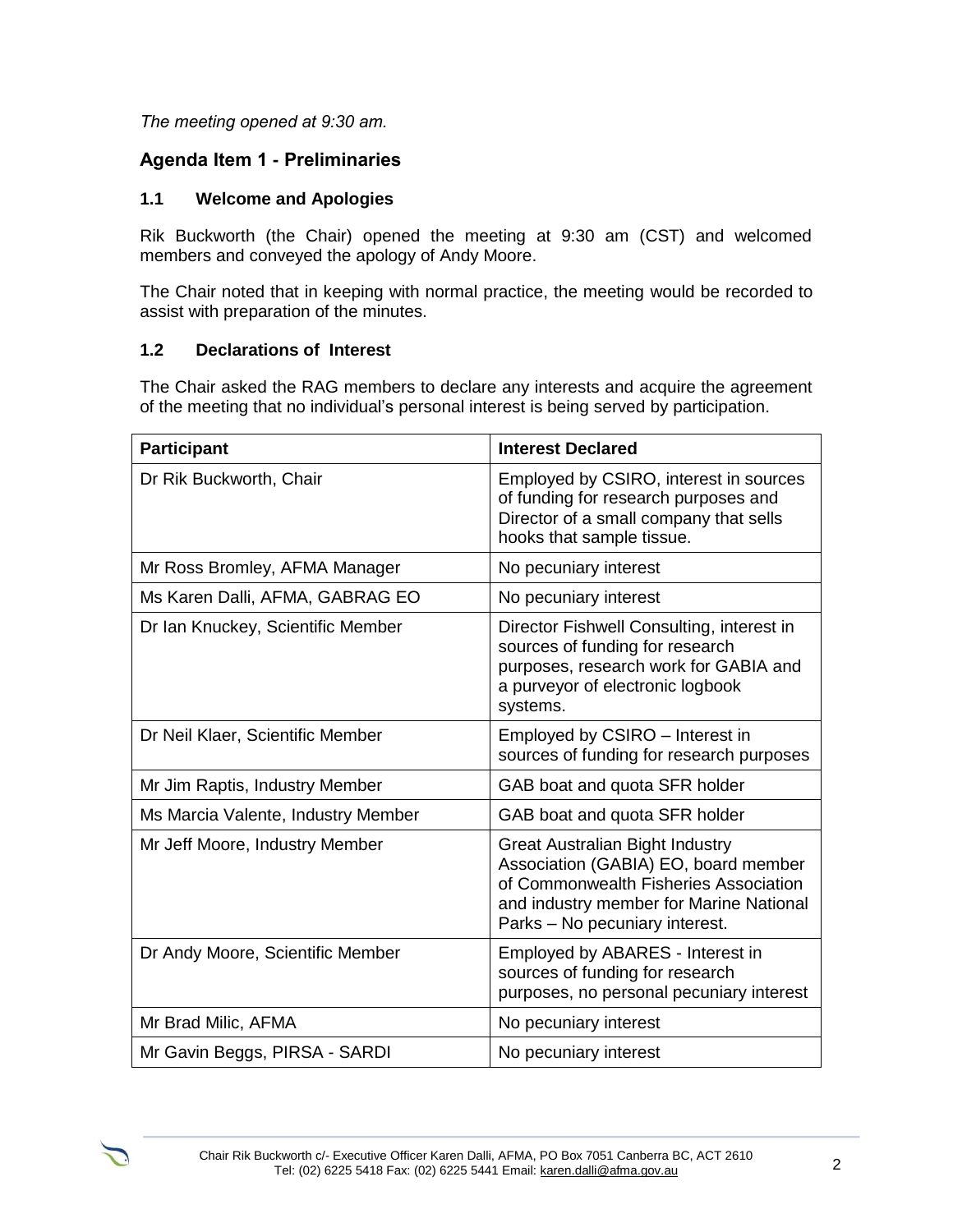*The meeting opened at 9:30 am.*

## Agenda Item 1 - Preliminaries

### 1.1 Welcome and Apologies

Rik Buckworth (the Chair) opened the meeting at 9:30 am (CST) and welcomed members and conveyed the apology of Andy Moore.

The Chair noted that in keeping with normal practice, the meeting would be recorded to assist with preparation of the minutes.

### 1.2 Declarations of Interest

The Chair asked the RAG members to declare any interests and acquire the agreement of the meeting that no individual's personal interest is being served by participation.

| Participant | Interest Declared |
|---|---|
| Dr Rik Buckworth, Chair | Employed by CSIRO, interest in sources of funding for research purposes and Director of a small company that sells hooks that sample tissue. |
| Mr Ross Bromley, AFMA Manager | No pecuniary interest |
| Ms Karen Dalli, AFMA, GABRAG EO | No pecuniary interest |
| Dr Ian Knuckey, Scientific Member | Director Fishwell Consulting, interest in sources of funding for research purposes, research work for GABIA and a purveyor of electronic logbook systems. |
| Dr Neil Klaer, Scientific Member | Employed by CSIRO – Interest in sources of funding for research purposes |
| Mr Jim Raptis, Industry Member | GAB boat and quota SFR holder |
| Ms Marcia Valente, Industry Member | GAB boat and quota SFR holder |
| Mr Jeff Moore, Industry Member | Great Australian Bight Industry Association (GABIA) EO, board member of Commonwealth Fisheries Association and industry member for Marine National Parks – No pecuniary interest. |
| Dr Andy Moore, Scientific Member | Employed by ABARES - Interest in sources of funding for research purposes, no personal pecuniary interest |
| Mr Brad Milic, AFMA | No pecuniary interest |
| Mr Gavin Beggs, PIRSA - SARDI | No pecuniary interest |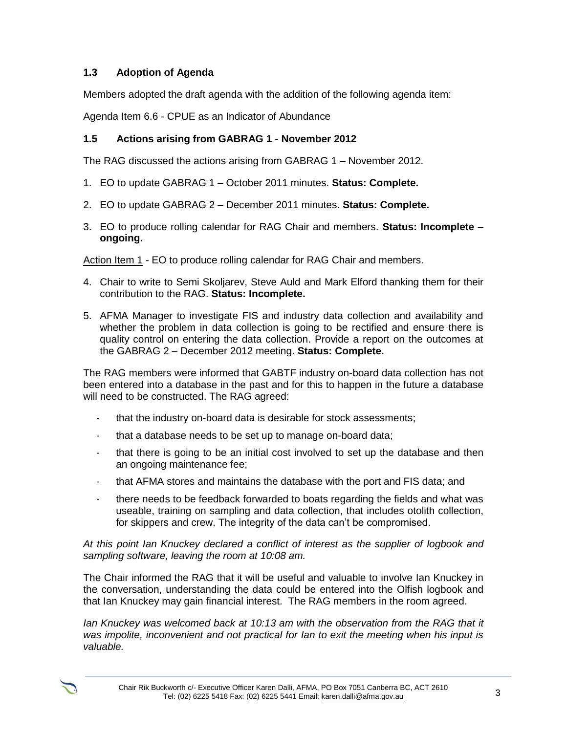### 1.3 Adoption of Agenda

Members adopted the draft agenda with the addition of the following agenda item:

Agenda Item 6.6 - CPUE as an Indicator of Abundance

### 1.5 Actions arising from GABRAG 1 - November 2012

The RAG discussed the actions arising from GABRAG 1 – November 2012.

1. EO to update GABRAG 1 – October 2011 minutes. **Status: Complete.**
2. EO to update GABRAG 2 – December 2011 minutes. **Status: Complete.**
3. EO to produce rolling calendar for RAG Chair and members. **Status: Incomplete – ongoing.**

<u>Action Item 1</u> - EO to produce rolling calendar for RAG Chair and members.

4. Chair to write to Semi Skoljarev, Steve Auld and Mark Elford thanking them for their contribution to the RAG. **Status: Incomplete.**
5. AFMA Manager to investigate FIS and industry data collection and availability and whether the problem in data collection is going to be rectified and ensure there is quality control on entering the data collection. Provide a report on the outcomes at the GABRAG 2 – December 2012 meeting. **Status: Complete.**

The RAG members were informed that GABTF industry on-board data collection has not been entered into a database in the past and for this to happen in the future a database will need to be constructed. The RAG agreed:

- that the industry on-board data is desirable for stock assessments;
- that a database needs to be set up to manage on-board data;
- that there is going to be an initial cost involved to set up the database and then an ongoing maintenance fee;
- that AFMA stores and maintains the database with the port and FIS data; and
- there needs to be feedback forwarded to boats regarding the fields and what was useable, training on sampling and data collection, that includes otolith collection, for skippers and crew. The integrity of the data can't be compromised.

*At this point Ian Knuckey declared a conflict of interest as the supplier of logbook and sampling software, leaving the room at 10:08 am.*

The Chair informed the RAG that it will be useful and valuable to involve Ian Knuckey in the conversation, understanding the data could be entered into the Olfish logbook and that Ian Knuckey may gain financial interest. The RAG members in the room agreed.

*Ian Knuckey was welcomed back at 10:13 am with the observation from the RAG that it was impolite, inconvenient and not practical for Ian to exit the meeting when his input is valuable.*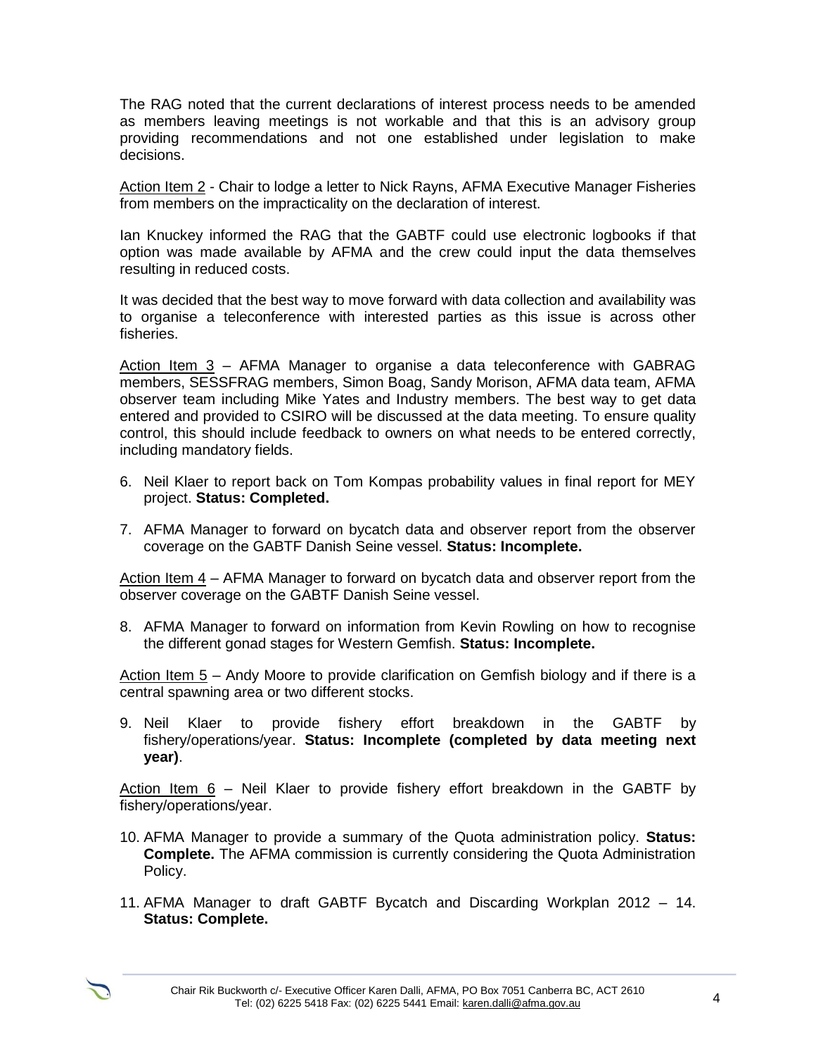The RAG noted that the current declarations of interest process needs to be amended as members leaving meetings is not workable and that this is an advisory group providing recommendations and not one established under legislation to make decisions.

Action Item 2 - Chair to lodge a letter to Nick Rayns, AFMA Executive Manager Fisheries from members on the impracticality on the declaration of interest.

Ian Knuckey informed the RAG that the GABTF could use electronic logbooks if that option was made available by AFMA and the crew could input the data themselves resulting in reduced costs.

It was decided that the best way to move forward with data collection and availability was to organise a teleconference with interested parties as this issue is across other fisheries.

Action Item 3 – AFMA Manager to organise a data teleconference with GABRAG members, SESSFRAG members, Simon Boag, Sandy Morison, AFMA data team, AFMA observer team including Mike Yates and Industry members. The best way to get data entered and provided to CSIRO will be discussed at the data meeting. To ensure quality control, this should include feedback to owners on what needs to be entered correctly, including mandatory fields.

6. Neil Klaer to report back on Tom Kompas probability values in final report for MEY project. **Status: Completed.**

7. AFMA Manager to forward on bycatch data and observer report from the observer coverage on the GABTF Danish Seine vessel. **Status: Incomplete.**

Action Item 4 – AFMA Manager to forward on bycatch data and observer report from the observer coverage on the GABTF Danish Seine vessel.

8. AFMA Manager to forward on information from Kevin Rowling on how to recognise the different gonad stages for Western Gemfish. **Status: Incomplete.**

Action Item 5 – Andy Moore to provide clarification on Gemfish biology and if there is a central spawning area or two different stocks.

9. Neil Klaer to provide fishery effort breakdown in the GABTF by fishery/operations/year. **Status: Incomplete (completed by data meeting next year)**.

Action Item 6 – Neil Klaer to provide fishery effort breakdown in the GABTF by fishery/operations/year.

10. AFMA Manager to provide a summary of the Quota administration policy. **Status: Complete.** The AFMA commission is currently considering the Quota Administration Policy.

11. AFMA Manager to draft GABTF Bycatch and Discarding Workplan 2012 – 14. **Status: Complete.**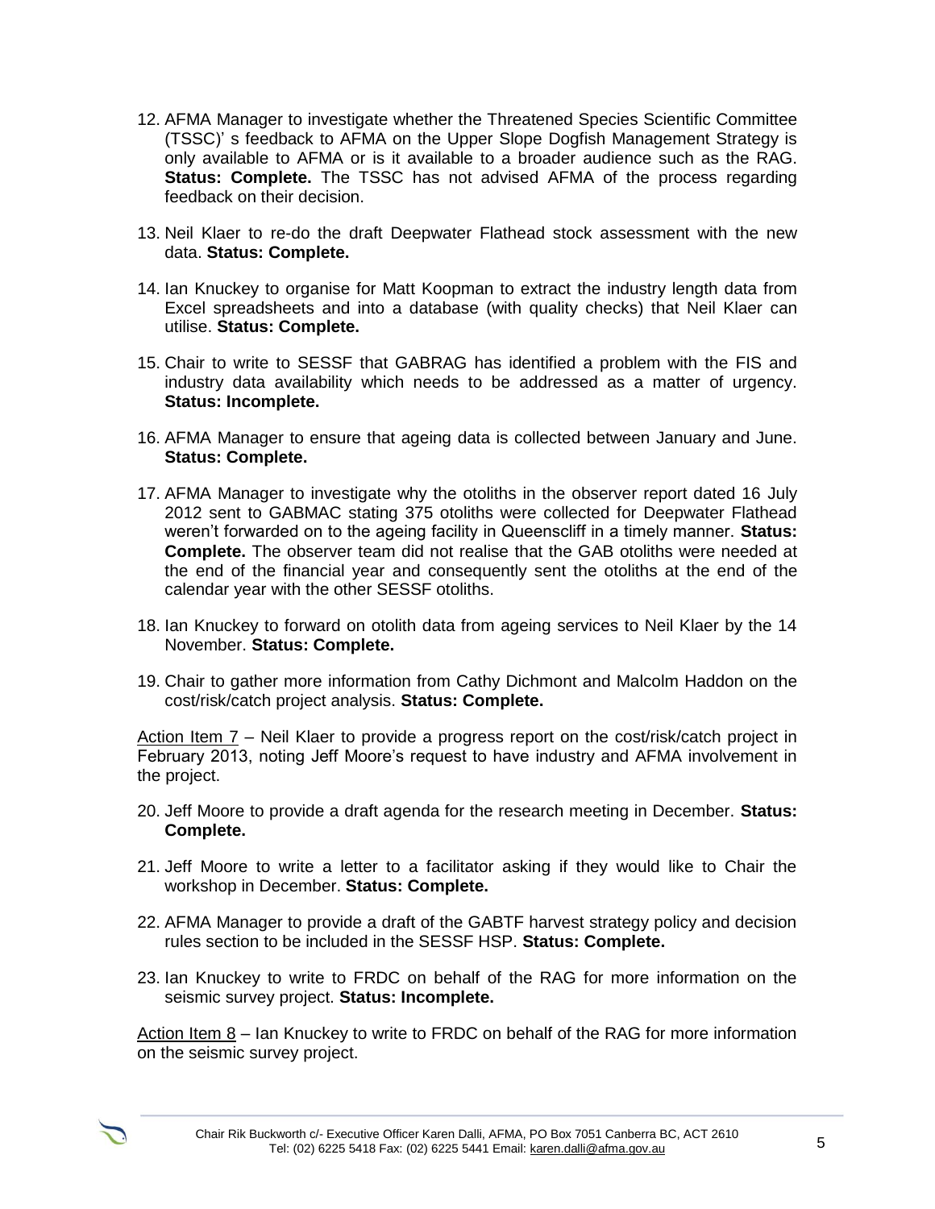12. AFMA Manager to investigate whether the Threatened Species Scientific Committee (TSSC)' s feedback to AFMA on the Upper Slope Dogfish Management Strategy is only available to AFMA or is it available to a broader audience such as the RAG. **Status: Complete.** The TSSC has not advised AFMA of the process regarding feedback on their decision.

13. Neil Klaer to re-do the draft Deepwater Flathead stock assessment with the new data. **Status: Complete.**

14. Ian Knuckey to organise for Matt Koopman to extract the industry length data from Excel spreadsheets and into a database (with quality checks) that Neil Klaer can utilise. **Status: Complete.**

15. Chair to write to SESSF that GABRAG has identified a problem with the FIS and industry data availability which needs to be addressed as a matter of urgency. **Status: Incomplete.**

16. AFMA Manager to ensure that ageing data is collected between January and June. **Status: Complete.**

17. AFMA Manager to investigate why the otoliths in the observer report dated 16 July 2012 sent to GABMAC stating 375 otoliths were collected for Deepwater Flathead weren't forwarded on to the ageing facility in Queenscliff in a timely manner. **Status: Complete.** The observer team did not realise that the GAB otoliths were needed at the end of the financial year and consequently sent the otoliths at the end of the calendar year with the other SESSF otoliths.

18. Ian Knuckey to forward on otolith data from ageing services to Neil Klaer by the 14 November. **Status: Complete.**

19. Chair to gather more information from Cathy Dichmont and Malcolm Haddon on the cost/risk/catch project analysis. **Status: Complete.**

Action Item 7 – Neil Klaer to provide a progress report on the cost/risk/catch project in February 2013, noting Jeff Moore's request to have industry and AFMA involvement in the project.

20. Jeff Moore to provide a draft agenda for the research meeting in December. **Status: Complete.**

21. Jeff Moore to write a letter to a facilitator asking if they would like to Chair the workshop in December. **Status: Complete.**

22. AFMA Manager to provide a draft of the GABTF harvest strategy policy and decision rules section to be included in the SESSF HSP. **Status: Complete.**

23. Ian Knuckey to write to FRDC on behalf of the RAG for more information on the seismic survey project. **Status: Incomplete.**

Action Item 8 – Ian Knuckey to write to FRDC on behalf of the RAG for more information on the seismic survey project.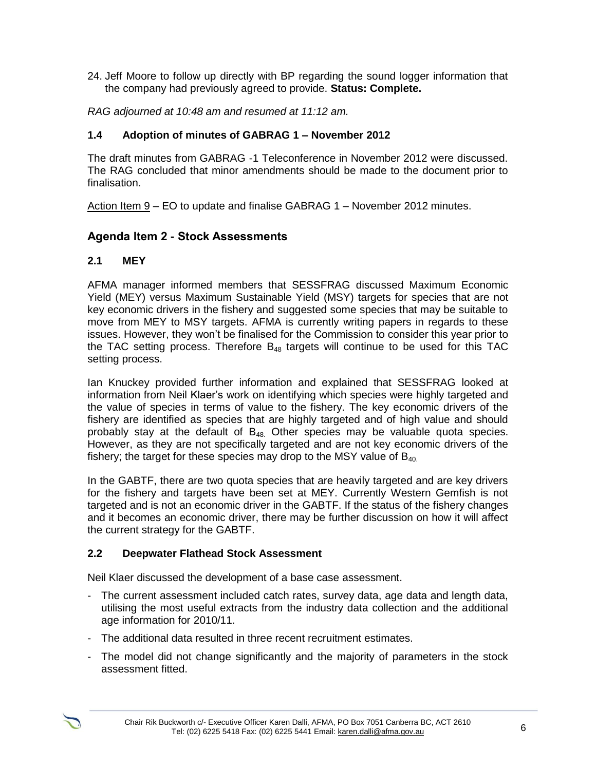24. Jeff Moore to follow up directly with BP regarding the sound logger information that the company had previously agreed to provide. **Status: Complete.**

*RAG adjourned at 10:48 am and resumed at 11:12 am.*

### 1.4 Adoption of minutes of GABRAG 1 – November 2012

The draft minutes from GABRAG -1 Teleconference in November 2012 were discussed. The RAG concluded that minor amendments should be made to the document prior to finalisation.

Action Item 9 – EO to update and finalise GABRAG 1 – November 2012 minutes.

## Agenda Item 2 - Stock Assessments

### 2.1 MEY

AFMA manager informed members that SESSFRAG discussed Maximum Economic Yield (MEY) versus Maximum Sustainable Yield (MSY) targets for species that are not key economic drivers in the fishery and suggested some species that may be suitable to move from MEY to MSY targets. AFMA is currently writing papers in regards to these issues. However, they won't be finalised for the Commission to consider this year prior to the TAC setting process. Therefore $B_{48}$ targets will continue to be used for this TAC setting process.

Ian Knuckey provided further information and explained that SESSFRAG looked at information from Neil Klaer's work on identifying which species were highly targeted and the value of species in terms of value to the fishery. The key economic drivers of the fishery are identified as species that are highly targeted and of high value and should probably stay at the default of $B_{48.}$ Other species may be valuable quota species. However, as they are not specifically targeted and are not key economic drivers of the fishery; the target for these species may drop to the MSY value of $B_{40.}$

In the GABTF, there are two quota species that are heavily targeted and are key drivers for the fishery and targets have been set at MEY. Currently Western Gemfish is not targeted and is not an economic driver in the GABTF. If the status of the fishery changes and it becomes an economic driver, there may be further discussion on how it will affect the current strategy for the GABTF.

### 2.2 Deepwater Flathead Stock Assessment

Neil Klaer discussed the development of a base case assessment.

- The current assessment included catch rates, survey data, age data and length data, utilising the most useful extracts from the industry data collection and the additional age information for 2010/11.
- The additional data resulted in three recent recruitment estimates.
- The model did not change significantly and the majority of parameters in the stock assessment fitted.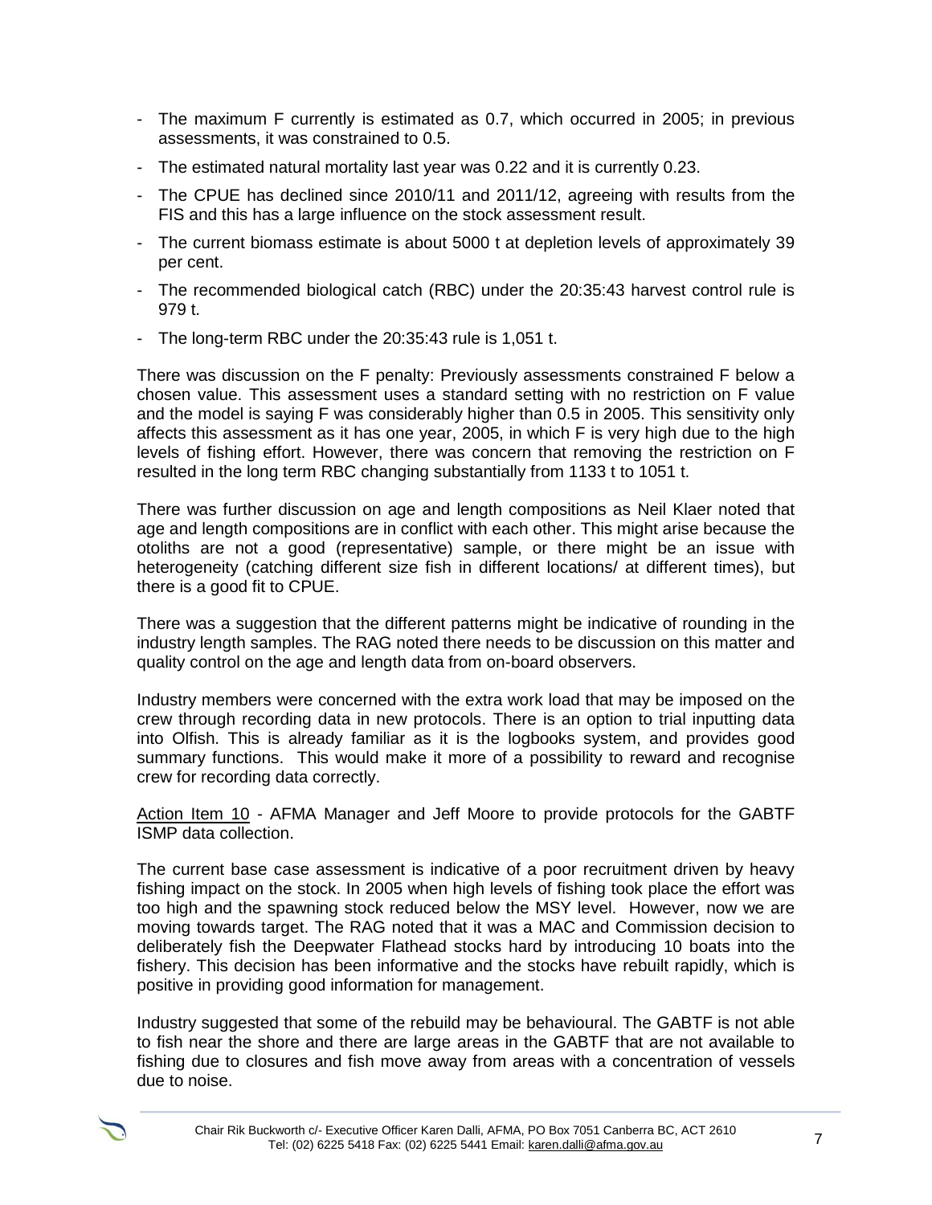- The maximum F currently is estimated as 0.7, which occurred in 2005; in previous assessments, it was constrained to 0.5.
- The estimated natural mortality last year was 0.22 and it is currently 0.23.
- The CPUE has declined since 2010/11 and 2011/12, agreeing with results from the FIS and this has a large influence on the stock assessment result.
- The current biomass estimate is about 5000 t at depletion levels of approximately 39 per cent.
- The recommended biological catch (RBC) under the 20:35:43 harvest control rule is 979 t.
- The long-term RBC under the 20:35:43 rule is 1,051 t.

There was discussion on the F penalty: Previously assessments constrained F below a chosen value. This assessment uses a standard setting with no restriction on F value and the model is saying F was considerably higher than 0.5 in 2005. This sensitivity only affects this assessment as it has one year, 2005, in which F is very high due to the high levels of fishing effort. However, there was concern that removing the restriction on F resulted in the long term RBC changing substantially from 1133 t to 1051 t.

There was further discussion on age and length compositions as Neil Klaer noted that age and length compositions are in conflict with each other. This might arise because the otoliths are not a good (representative) sample, or there might be an issue with heterogeneity (catching different size fish in different locations/ at different times), but there is a good fit to CPUE.

There was a suggestion that the different patterns might be indicative of rounding in the industry length samples. The RAG noted there needs to be discussion on this matter and quality control on the age and length data from on-board observers.

Industry members were concerned with the extra work load that may be imposed on the crew through recording data in new protocols. There is an option to trial inputting data into Olfish. This is already familiar as it is the logbooks system, and provides good summary functions. This would make it more of a possibility to reward and recognise crew for recording data correctly.

Action Item 10 - AFMA Manager and Jeff Moore to provide protocols for the GABTF ISMP data collection.

The current base case assessment is indicative of a poor recruitment driven by heavy fishing impact on the stock. In 2005 when high levels of fishing took place the effort was too high and the spawning stock reduced below the MSY level. However, now we are moving towards target. The RAG noted that it was a MAC and Commission decision to deliberately fish the Deepwater Flathead stocks hard by introducing 10 boats into the fishery. This decision has been informative and the stocks have rebuilt rapidly, which is positive in providing good information for management.

Industry suggested that some of the rebuild may be behavioural. The GABTF is not able to fish near the shore and there are large areas in the GABTF that are not available to fishing due to closures and fish move away from areas with a concentration of vessels due to noise.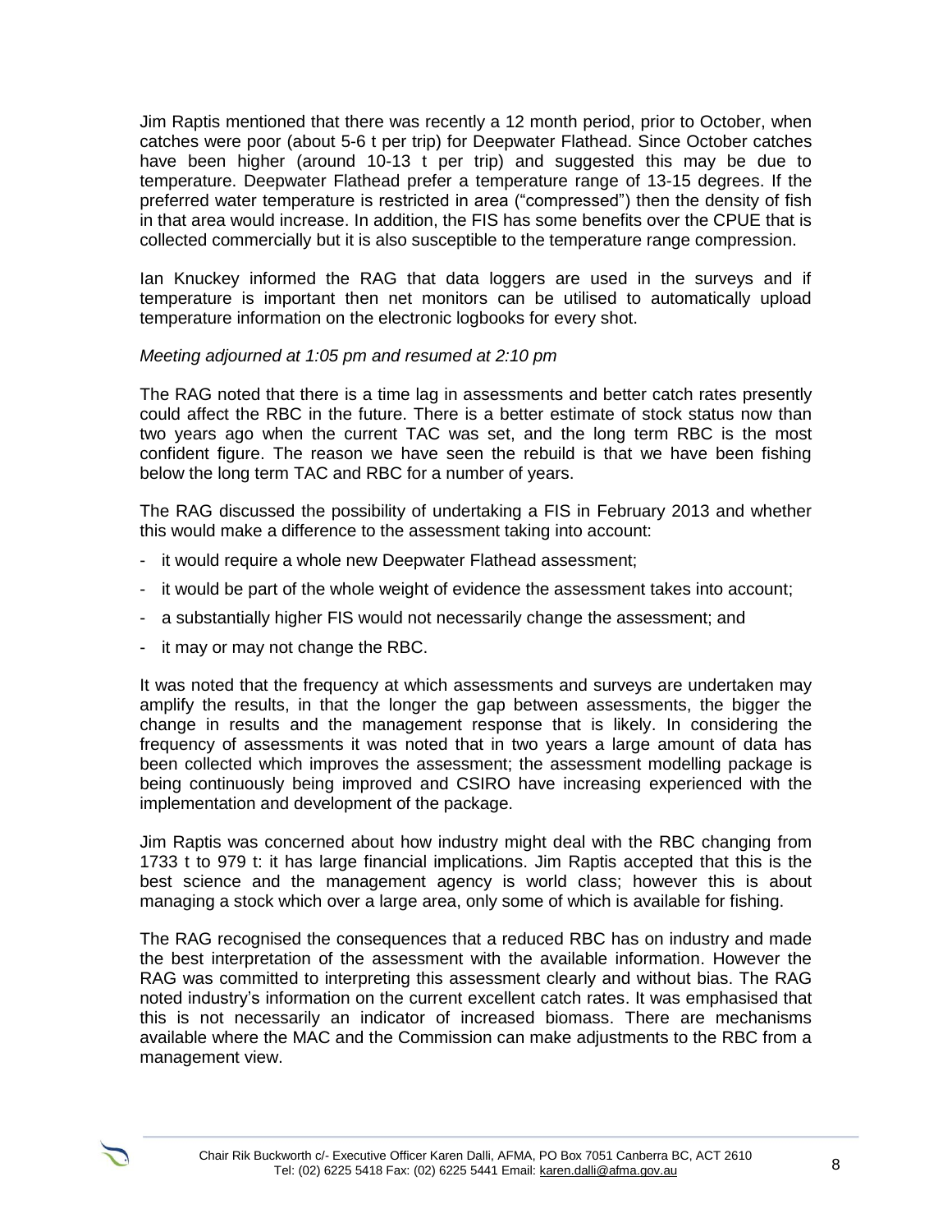Jim Raptis mentioned that there was recently a 12 month period, prior to October, when catches were poor (about 5-6 t per trip) for Deepwater Flathead. Since October catches have been higher (around 10-13 t per trip) and suggested this may be due to temperature. Deepwater Flathead prefer a temperature range of 13-15 degrees. If the preferred water temperature is restricted in area ("compressed") then the density of fish in that area would increase. In addition, the FIS has some benefits over the CPUE that is collected commercially but it is also susceptible to the temperature range compression.

Ian Knuckey informed the RAG that data loggers are used in the surveys and if temperature is important then net monitors can be utilised to automatically upload temperature information on the electronic logbooks for every shot.

*Meeting adjourned at 1:05 pm and resumed at 2:10 pm*

The RAG noted that there is a time lag in assessments and better catch rates presently could affect the RBC in the future. There is a better estimate of stock status now than two years ago when the current TAC was set, and the long term RBC is the most confident figure. The reason we have seen the rebuild is that we have been fishing below the long term TAC and RBC for a number of years.

The RAG discussed the possibility of undertaking a FIS in February 2013 and whether this would make a difference to the assessment taking into account:

- it would require a whole new Deepwater Flathead assessment;
- it would be part of the whole weight of evidence the assessment takes into account;
- a substantially higher FIS would not necessarily change the assessment; and
- it may or may not change the RBC.

It was noted that the frequency at which assessments and surveys are undertaken may amplify the results, in that the longer the gap between assessments, the bigger the change in results and the management response that is likely. In considering the frequency of assessments it was noted that in two years a large amount of data has been collected which improves the assessment; the assessment modelling package is being continuously being improved and CSIRO have increasing experienced with the implementation and development of the package.

Jim Raptis was concerned about how industry might deal with the RBC changing from 1733 t to 979 t: it has large financial implications. Jim Raptis accepted that this is the best science and the management agency is world class; however this is about managing a stock which over a large area, only some of which is available for fishing.

The RAG recognised the consequences that a reduced RBC has on industry and made the best interpretation of the assessment with the available information. However the RAG was committed to interpreting this assessment clearly and without bias. The RAG noted industry's information on the current excellent catch rates. It was emphasised that this is not necessarily an indicator of increased biomass. There are mechanisms available where the MAC and the Commission can make adjustments to the RBC from a management view.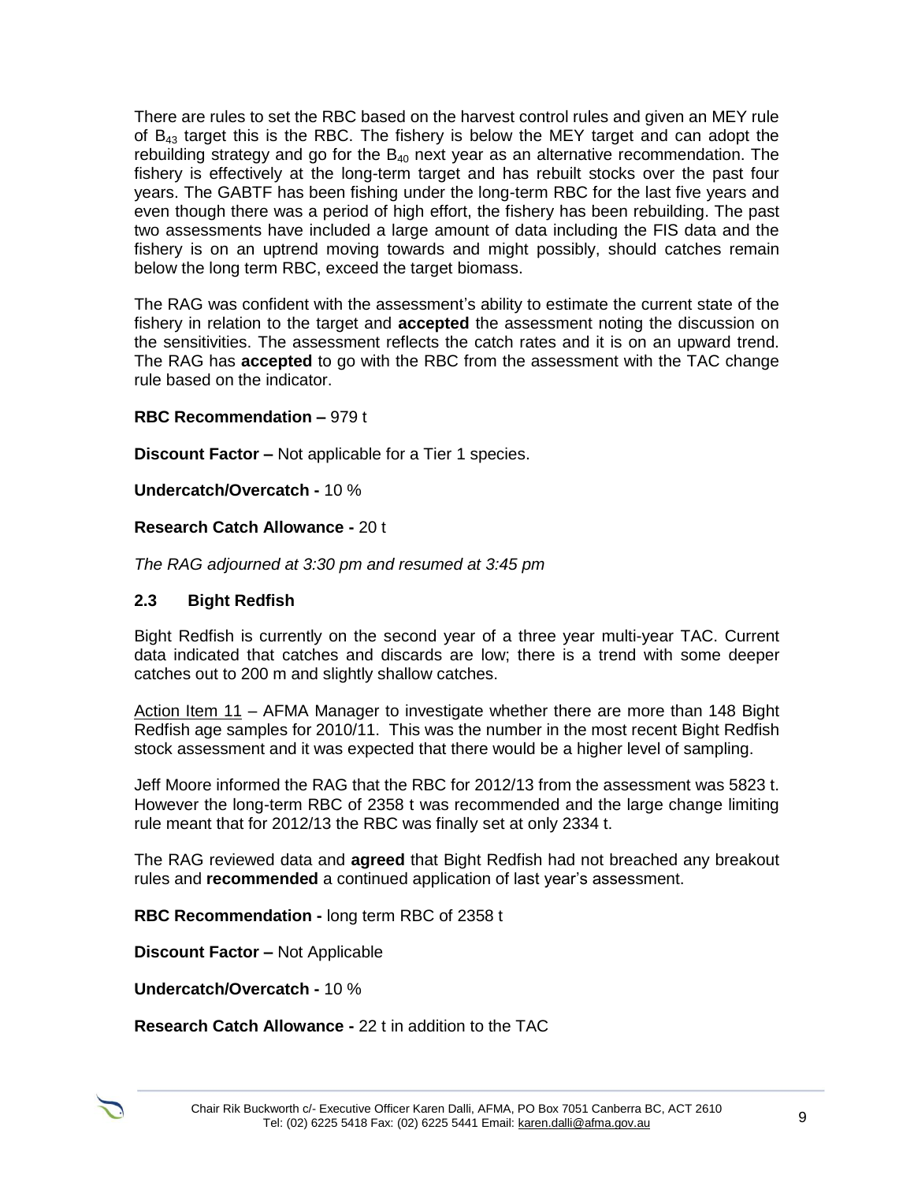There are rules to set the RBC based on the harvest control rules and given an MEY rule of $B_{43}$ target this is the RBC. The fishery is below the MEY target and can adopt the rebuilding strategy and go for the $B_{40}$ next year as an alternative recommendation. The fishery is effectively at the long-term target and has rebuilt stocks over the past four years. The GABTF has been fishing under the long-term RBC for the last five years and even though there was a period of high effort, the fishery has been rebuilding. The past two assessments have included a large amount of data including the FIS data and the fishery is on an uptrend moving towards and might possibly, should catches remain below the long term RBC, exceed the target biomass.

The RAG was confident with the assessment's ability to estimate the current state of the fishery in relation to the target and **accepted** the assessment noting the discussion on the sensitivities. The assessment reflects the catch rates and it is on an upward trend. The RAG has **accepted** to go with the RBC from the assessment with the TAC change rule based on the indicator.

**RBC Recommendation –** 979 t

**Discount Factor –** Not applicable for a Tier 1 species.

**Undercatch/Overcatch -** 10 %

**Research Catch Allowance -** 20 t

*The RAG adjourned at 3:30 pm and resumed at 3:45 pm*

### 2.3 Bight Redfish

Bight Redfish is currently on the second year of a three year multi-year TAC. Current data indicated that catches and discards are low; there is a trend with some deeper catches out to 200 m and slightly shallow catches.

Action Item 11 – AFMA Manager to investigate whether there are more than 148 Bight Redfish age samples for 2010/11. This was the number in the most recent Bight Redfish stock assessment and it was expected that there would be a higher level of sampling.

Jeff Moore informed the RAG that the RBC for 2012/13 from the assessment was 5823 t. However the long-term RBC of 2358 t was recommended and the large change limiting rule meant that for 2012/13 the RBC was finally set at only 2334 t.

The RAG reviewed data and **agreed** that Bight Redfish had not breached any breakout rules and **recommended** a continued application of last year's assessment.

**RBC Recommendation -** long term RBC of 2358 t

**Discount Factor –** Not Applicable

**Undercatch/Overcatch -** 10 %

**Research Catch Allowance -** 22 t in addition to the TAC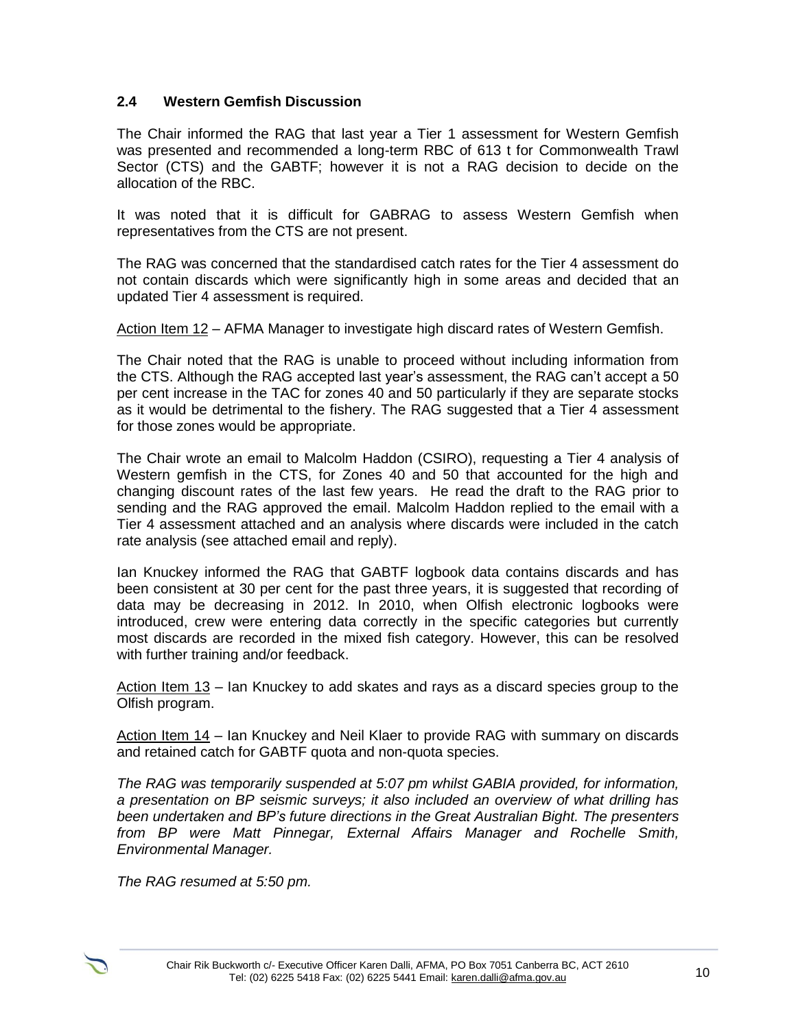### 2.4 Western Gemfish Discussion

The Chair informed the RAG that last year a Tier 1 assessment for Western Gemfish was presented and recommended a long-term RBC of 613 t for Commonwealth Trawl Sector (CTS) and the GABTF; however it is not a RAG decision to decide on the allocation of the RBC.

It was noted that it is difficult for GABRAG to assess Western Gemfish when representatives from the CTS are not present.

The RAG was concerned that the standardised catch rates for the Tier 4 assessment do not contain discards which were significantly high in some areas and decided that an updated Tier 4 assessment is required.

Action Item 12 – AFMA Manager to investigate high discard rates of Western Gemfish.

The Chair noted that the RAG is unable to proceed without including information from the CTS. Although the RAG accepted last year's assessment, the RAG can't accept a 50 per cent increase in the TAC for zones 40 and 50 particularly if they are separate stocks as it would be detrimental to the fishery. The RAG suggested that a Tier 4 assessment for those zones would be appropriate.

The Chair wrote an email to Malcolm Haddon (CSIRO), requesting a Tier 4 analysis of Western gemfish in the CTS, for Zones 40 and 50 that accounted for the high and changing discount rates of the last few years. He read the draft to the RAG prior to sending and the RAG approved the email. Malcolm Haddon replied to the email with a Tier 4 assessment attached and an analysis where discards were included in the catch rate analysis (see attached email and reply).

Ian Knuckey informed the RAG that GABTF logbook data contains discards and has been consistent at 30 per cent for the past three years, it is suggested that recording of data may be decreasing in 2012. In 2010, when Olfish electronic logbooks were introduced, crew were entering data correctly in the specific categories but currently most discards are recorded in the mixed fish category. However, this can be resolved with further training and/or feedback.

Action Item 13 – Ian Knuckey to add skates and rays as a discard species group to the Olfish program.

Action Item 14 – Ian Knuckey and Neil Klaer to provide RAG with summary on discards and retained catch for GABTF quota and non-quota species.

*The RAG was temporarily suspended at 5:07 pm whilst GABIA provided, for information, a presentation on BP seismic surveys; it also included an overview of what drilling has been undertaken and BP's future directions in the Great Australian Bight. The presenters from BP were Matt Pinnegar, External Affairs Manager and Rochelle Smith, Environmental Manager.*

*The RAG resumed at 5:50 pm.*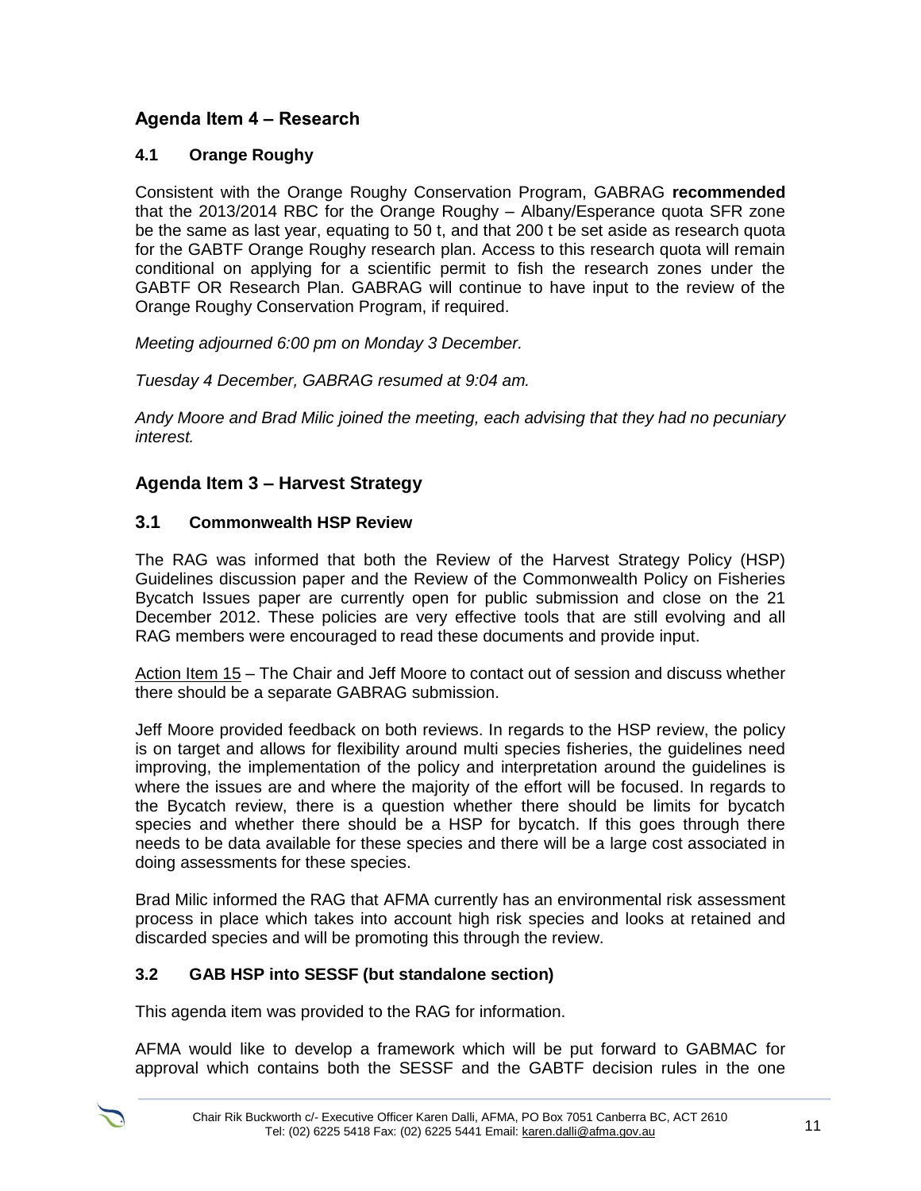## Agenda Item 4 – Research

### 4.1 Orange Roughy

Consistent with the Orange Roughy Conservation Program, GABRAG **recommended** that the 2013/2014 RBC for the Orange Roughy – Albany/Esperance quota SFR zone be the same as last year, equating to 50 t, and that 200 t be set aside as research quota for the GABTF Orange Roughy research plan. Access to this research quota will remain conditional on applying for a scientific permit to fish the research zones under the GABTF OR Research Plan. GABRAG will continue to have input to the review of the Orange Roughy Conservation Program, if required.

*Meeting adjourned 6:00 pm on Monday 3 December.*

*Tuesday 4 December, GABRAG resumed at 9:04 am.*

*Andy Moore and Brad Milic joined the meeting, each advising that they had no pecuniary interest.*

## Agenda Item 3 – Harvest Strategy

### 3.1 Commonwealth HSP Review

The RAG was informed that both the Review of the Harvest Strategy Policy (HSP) Guidelines discussion paper and the Review of the Commonwealth Policy on Fisheries Bycatch Issues paper are currently open for public submission and close on the 21 December 2012. These policies are very effective tools that are still evolving and all RAG members were encouraged to read these documents and provide input.

Action Item 15 – The Chair and Jeff Moore to contact out of session and discuss whether there should be a separate GABRAG submission.

Jeff Moore provided feedback on both reviews. In regards to the HSP review, the policy is on target and allows for flexibility around multi species fisheries, the guidelines need improving, the implementation of the policy and interpretation around the guidelines is where the issues are and where the majority of the effort will be focused. In regards to the Bycatch review, there is a question whether there should be limits for bycatch species and whether there should be a HSP for bycatch. If this goes through there needs to be data available for these species and there will be a large cost associated in doing assessments for these species.

Brad Milic informed the RAG that AFMA currently has an environmental risk assessment process in place which takes into account high risk species and looks at retained and discarded species and will be promoting this through the review.

### 3.2 GAB HSP into SESSF (but standalone section)

This agenda item was provided to the RAG for information.

AFMA would like to develop a framework which will be put forward to GABMAC for approval which contains both the SESSF and the GABTF decision rules in the one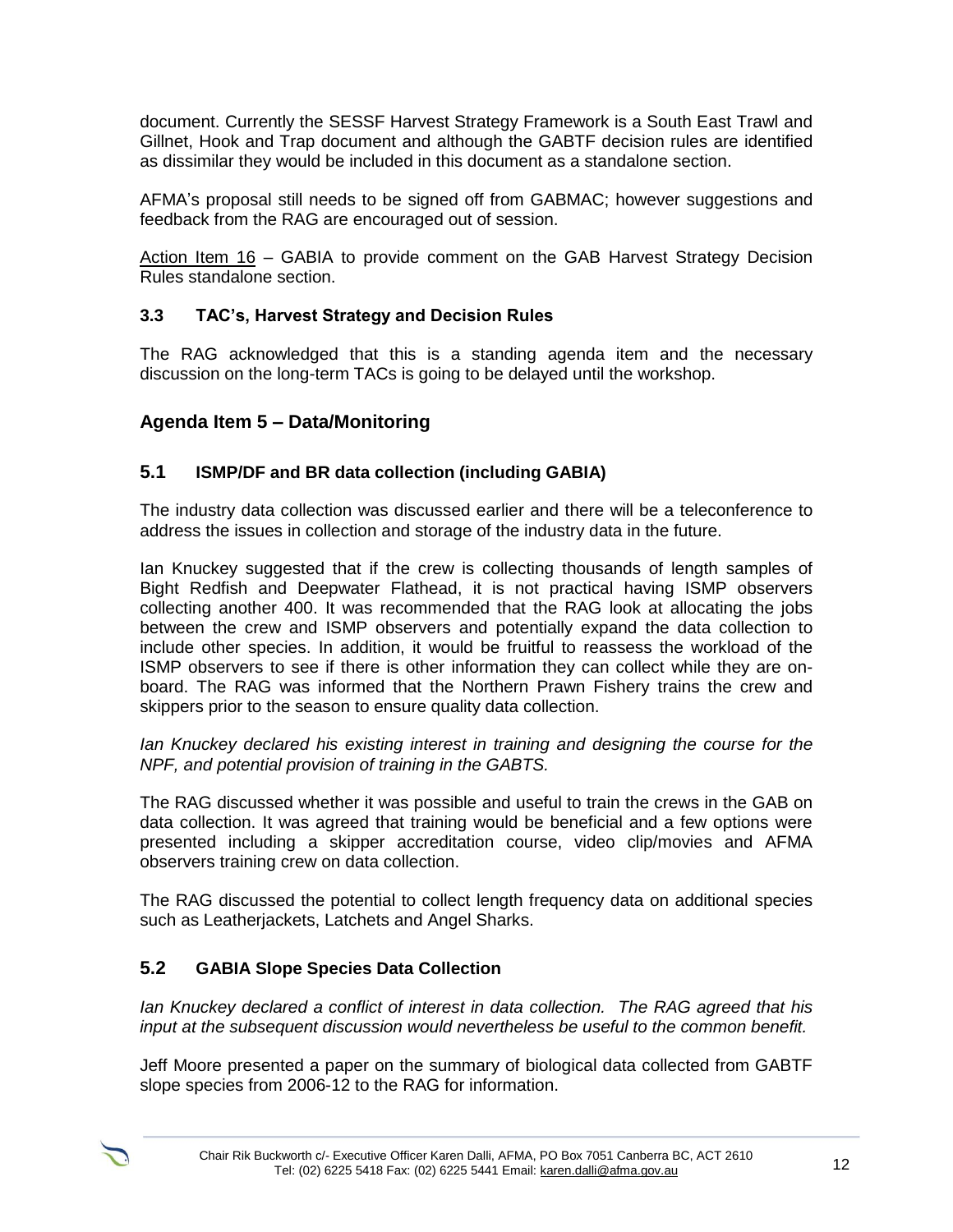document. Currently the SESSF Harvest Strategy Framework is a South East Trawl and Gillnet, Hook and Trap document and although the GABTF decision rules are identified as dissimilar they would be included in this document as a standalone section.

AFMA's proposal still needs to be signed off from GABMAC; however suggestions and feedback from the RAG are encouraged out of session.

<u>Action Item 16</u> – GABIA to provide comment on the GAB Harvest Strategy Decision Rules standalone section.

### 3.3 TAC's, Harvest Strategy and Decision Rules

The RAG acknowledged that this is a standing agenda item and the necessary discussion on the long-term TACs is going to be delayed until the workshop.

## Agenda Item 5 – Data/Monitoring

### 5.1 ISMP/DF and BR data collection (including GABIA)

The industry data collection was discussed earlier and there will be a teleconference to address the issues in collection and storage of the industry data in the future.

Ian Knuckey suggested that if the crew is collecting thousands of length samples of Bight Redfish and Deepwater Flathead, it is not practical having ISMP observers collecting another 400. It was recommended that the RAG look at allocating the jobs between the crew and ISMP observers and potentially expand the data collection to include other species. In addition, it would be fruitful to reassess the workload of the ISMP observers to see if there is other information they can collect while they are on-board. The RAG was informed that the Northern Prawn Fishery trains the crew and skippers prior to the season to ensure quality data collection.

*Ian Knuckey declared his existing interest in training and designing the course for the NPF, and potential provision of training in the GABTS.*

The RAG discussed whether it was possible and useful to train the crews in the GAB on data collection. It was agreed that training would be beneficial and a few options were presented including a skipper accreditation course, video clip/movies and AFMA observers training crew on data collection.

The RAG discussed the potential to collect length frequency data on additional species such as Leatherjackets, Latchets and Angel Sharks.

### 5.2 GABIA Slope Species Data Collection

*Ian Knuckey declared a conflict of interest in data collection. The RAG agreed that his input at the subsequent discussion would nevertheless be useful to the common benefit.*

Jeff Moore presented a paper on the summary of biological data collected from GABTF slope species from 2006-12 to the RAG for information.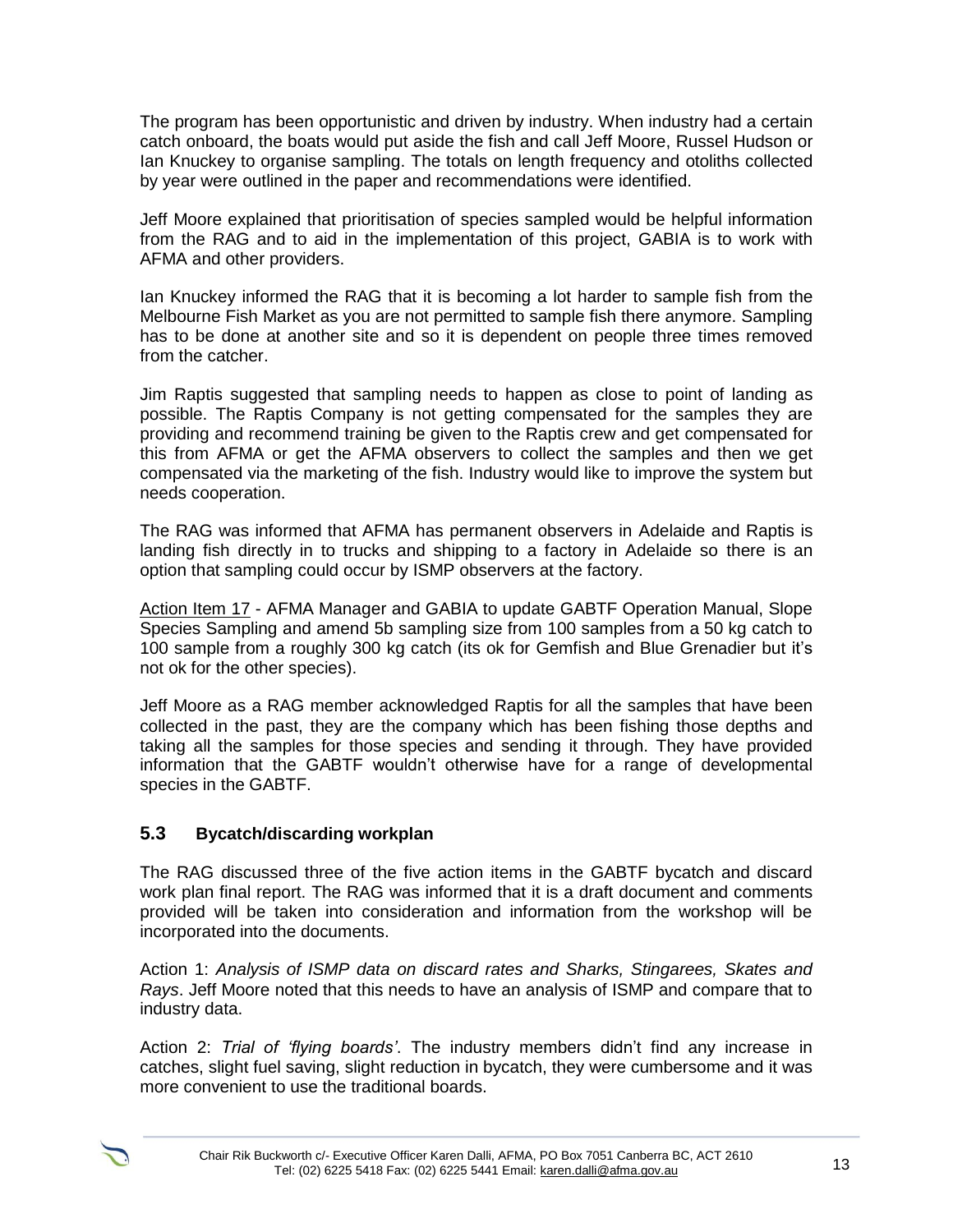The program has been opportunistic and driven by industry. When industry had a certain catch onboard, the boats would put aside the fish and call Jeff Moore, Russel Hudson or Ian Knuckey to organise sampling. The totals on length frequency and otoliths collected by year were outlined in the paper and recommendations were identified.

Jeff Moore explained that prioritisation of species sampled would be helpful information from the RAG and to aid in the implementation of this project, GABIA is to work with AFMA and other providers.

Ian Knuckey informed the RAG that it is becoming a lot harder to sample fish from the Melbourne Fish Market as you are not permitted to sample fish there anymore. Sampling has to be done at another site and so it is dependent on people three times removed from the catcher.

Jim Raptis suggested that sampling needs to happen as close to point of landing as possible. The Raptis Company is not getting compensated for the samples they are providing and recommend training be given to the Raptis crew and get compensated for this from AFMA or get the AFMA observers to collect the samples and then we get compensated via the marketing of the fish. Industry would like to improve the system but needs cooperation.

The RAG was informed that AFMA has permanent observers in Adelaide and Raptis is landing fish directly in to trucks and shipping to a factory in Adelaide so there is an option that sampling could occur by ISMP observers at the factory.

<u>Action Item 17</u> - AFMA Manager and GABIA to update GABTF Operation Manual, Slope Species Sampling and amend 5b sampling size from 100 samples from a 50 kg catch to 100 sample from a roughly 300 kg catch (its ok for Gemfish and Blue Grenadier but it's not ok for the other species).

Jeff Moore as a RAG member acknowledged Raptis for all the samples that have been collected in the past, they are the company which has been fishing those depths and taking all the samples for those species and sending it through. They have provided information that the GABTF wouldn't otherwise have for a range of developmental species in the GABTF.

### 5.3 Bycatch/discarding workplan

The RAG discussed three of the five action items in the GABTF bycatch and discard work plan final report. The RAG was informed that it is a draft document and comments provided will be taken into consideration and information from the workshop will be incorporated into the documents.

Action 1: *Analysis of ISMP data on discard rates and Sharks, Stingarees, Skates and Rays*. Jeff Moore noted that this needs to have an analysis of ISMP and compare that to industry data.

Action 2: *Trial of 'flying boards'*. The industry members didn't find any increase in catches, slight fuel saving, slight reduction in bycatch, they were cumbersome and it was more convenient to use the traditional boards.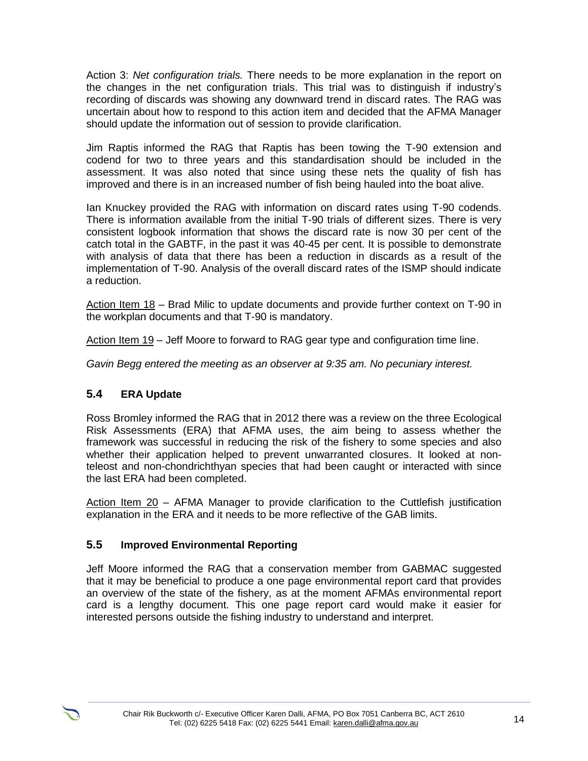Action 3: *Net configuration trials.* There needs to be more explanation in the report on the changes in the net configuration trials. This trial was to distinguish if industry's recording of discards was showing any downward trend in discard rates. The RAG was uncertain about how to respond to this action item and decided that the AFMA Manager should update the information out of session to provide clarification.

Jim Raptis informed the RAG that Raptis has been towing the T-90 extension and codend for two to three years and this standardisation should be included in the assessment. It was also noted that since using these nets the quality of fish has improved and there is in an increased number of fish being hauled into the boat alive.

Ian Knuckey provided the RAG with information on discard rates using T-90 codends. There is information available from the initial T-90 trials of different sizes. There is very consistent logbook information that shows the discard rate is now 30 per cent of the catch total in the GABTF, in the past it was 40-45 per cent. It is possible to demonstrate with analysis of data that there has been a reduction in discards as a result of the implementation of T-90. Analysis of the overall discard rates of the ISMP should indicate a reduction.

Action Item 18 – Brad Milic to update documents and provide further context on T-90 in the workplan documents and that T-90 is mandatory.

Action Item 19 – Jeff Moore to forward to RAG gear type and configuration time line.

*Gavin Begg entered the meeting as an observer at 9:35 am. No pecuniary interest.*

## 5.4 ERA Update

Ross Bromley informed the RAG that in 2012 there was a review on the three Ecological Risk Assessments (ERA) that AFMA uses, the aim being to assess whether the framework was successful in reducing the risk of the fishery to some species and also whether their application helped to prevent unwarranted closures. It looked at non-teleost and non-chondrichthyan species that had been caught or interacted with since the last ERA had been completed.

Action Item 20 – AFMA Manager to provide clarification to the Cuttlefish justification explanation in the ERA and it needs to be more reflective of the GAB limits.

## 5.5 Improved Environmental Reporting

Jeff Moore informed the RAG that a conservation member from GABMAC suggested that it may be beneficial to produce a one page environmental report card that provides an overview of the state of the fishery, as at the moment AFMAs environmental report card is a lengthy document. This one page report card would make it easier for interested persons outside the fishing industry to understand and interpret.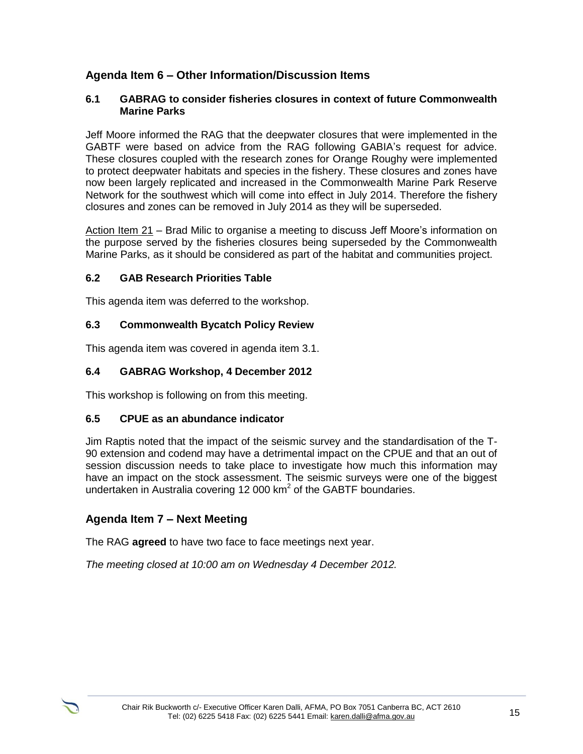## Agenda Item 6 – Other Information/Discussion Items

### 6.1 GABRAG to consider fisheries closures in context of future Commonwealth Marine Parks

Jeff Moore informed the RAG that the deepwater closures that were implemented in the GABTF were based on advice from the RAG following GABIA's request for advice. These closures coupled with the research zones for Orange Roughy were implemented to protect deepwater habitats and species in the fishery. These closures and zones have now been largely replicated and increased in the Commonwealth Marine Park Reserve Network for the southwest which will come into effect in July 2014. Therefore the fishery closures and zones can be removed in July 2014 as they will be superseded.

Action Item 21 – Brad Milic to organise a meeting to discuss Jeff Moore's information on the purpose served by the fisheries closures being superseded by the Commonwealth Marine Parks, as it should be considered as part of the habitat and communities project.

### 6.2 GAB Research Priorities Table

This agenda item was deferred to the workshop.

### 6.3 Commonwealth Bycatch Policy Review

This agenda item was covered in agenda item 3.1.

### 6.4 GABRAG Workshop, 4 December 2012

This workshop is following on from this meeting.

### 6.5 CPUE as an abundance indicator

Jim Raptis noted that the impact of the seismic survey and the standardisation of the T-90 extension and codend may have a detrimental impact on the CPUE and that an out of session discussion needs to take place to investigate how much this information may have an impact on the stock assessment. The seismic surveys were one of the biggest undertaken in Australia covering 12 000 km$^2$ of the GABTF boundaries.

## Agenda Item 7 – Next Meeting

The RAG **agreed** to have two face to face meetings next year.

*The meeting closed at 10:00 am on Wednesday 4 December 2012.*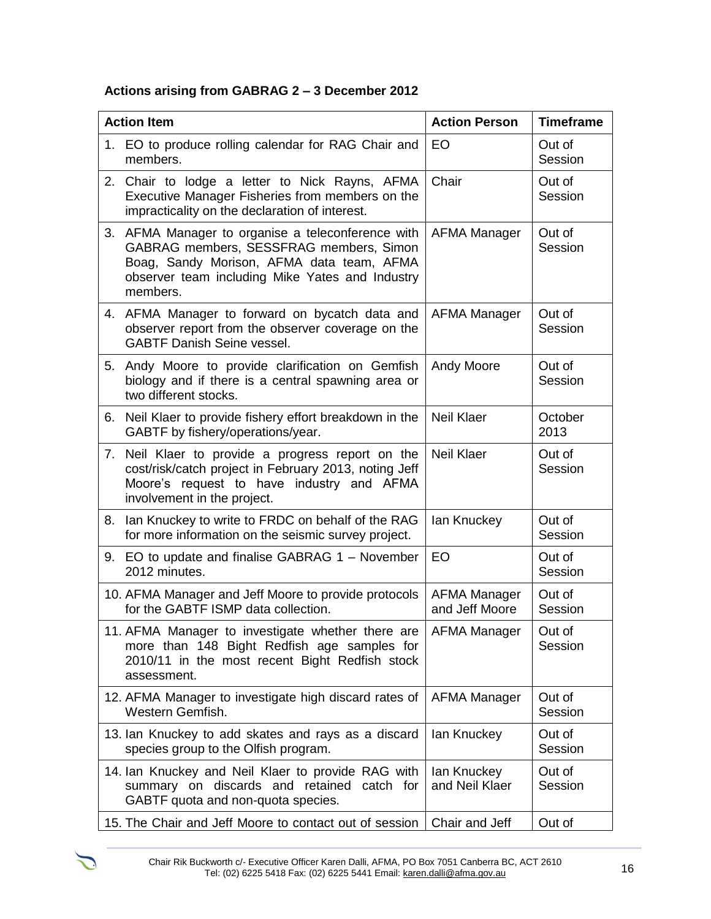**Actions arising from GABRAG 2 – 3 December 2012**

| Action Item | Action Person | Timeframe |
|---|---|---|
| 1. EO to produce rolling calendar for RAG Chair and members. | EO | Out of Session |
| 2. Chair to lodge a letter to Nick Rayns, AFMA Executive Manager Fisheries from members on the impracticality on the declaration of interest. | Chair | Out of Session |
| 3. AFMA Manager to organise a teleconference with GABRAG members, SESSFRAG members, Simon Boag, Sandy Morison, AFMA data team, AFMA observer team including Mike Yates and Industry members. | AFMA Manager | Out of Session |
| 4. AFMA Manager to forward on bycatch data and observer report from the observer coverage on the GABTF Danish Seine vessel. | AFMA Manager | Out of Session |
| 5. Andy Moore to provide clarification on Gemfish biology and if there is a central spawning area or two different stocks. | Andy Moore | Out of Session |
| 6. Neil Klaer to provide fishery effort breakdown in the GABTF by fishery/operations/year. | Neil Klaer | October 2013 |
| 7. Neil Klaer to provide a progress report on the cost/risk/catch project in February 2013, noting Jeff Moore's request to have industry and AFMA involvement in the project. | Neil Klaer | Out of Session |
| 8. Ian Knuckey to write to FRDC on behalf of the RAG for more information on the seismic survey project. | Ian Knuckey | Out of Session |
| 9. EO to update and finalise GABRAG 1 – November 2012 minutes. | EO | Out of Session |
| 10. AFMA Manager and Jeff Moore to provide protocols for the GABTF ISMP data collection. | AFMA Manager and Jeff Moore | Out of Session |
| 11. AFMA Manager to investigate whether there are more than 148 Bight Redfish age samples for 2010/11 in the most recent Bight Redfish stock assessment. | AFMA Manager | Out of Session |
| 12. AFMA Manager to investigate high discard rates of Western Gemfish. | AFMA Manager | Out of Session |
| 13. Ian Knuckey to add skates and rays as a discard species group to the Olfish program. | Ian Knuckey | Out of Session |
| 14. Ian Knuckey and Neil Klaer to provide RAG with summary on discards and retained catch for GABTF quota and non-quota species. | Ian Knuckey and Neil Klaer | Out of Session |
| 15. The Chair and Jeff Moore to contact out of session | Chair and Jeff | Out of |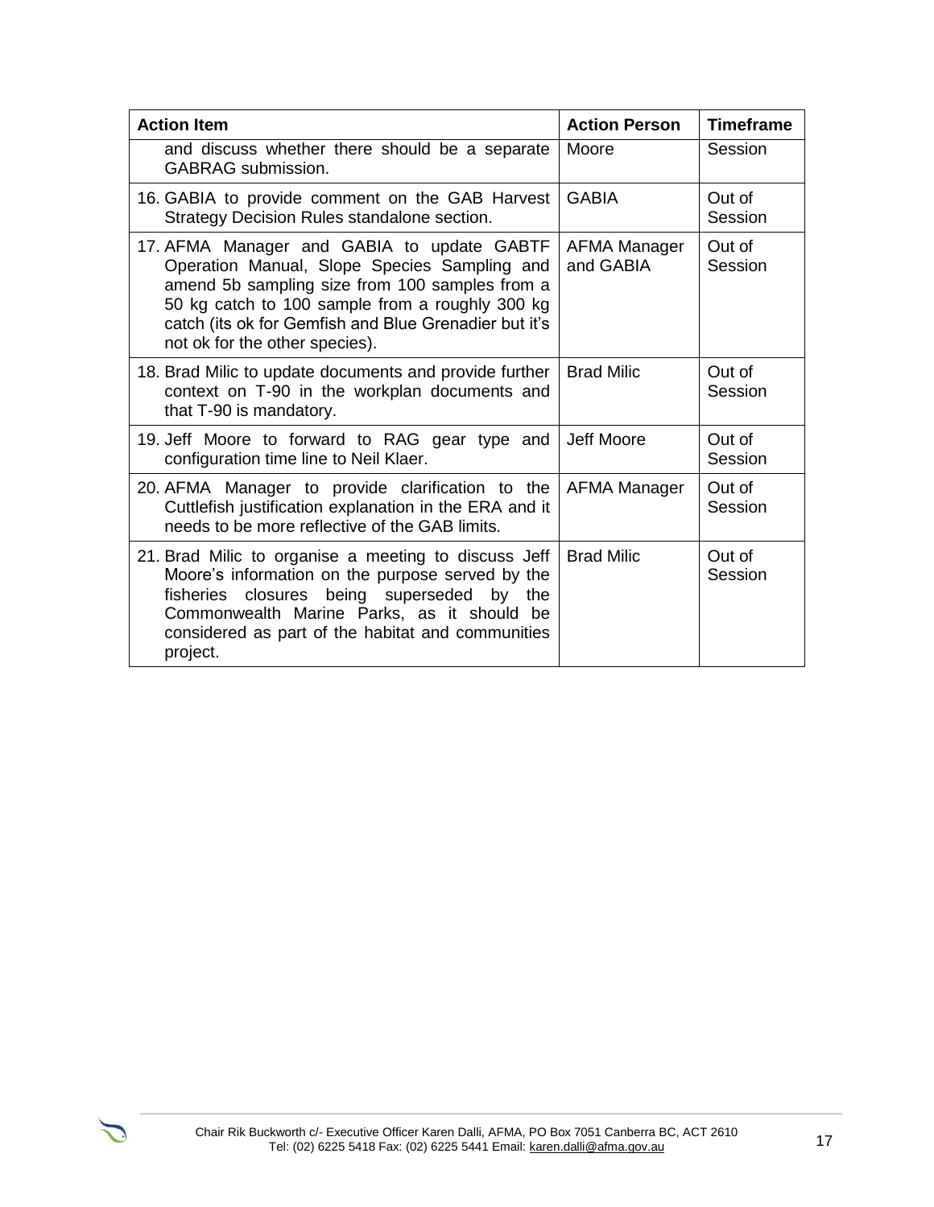| Action Item | Action Person | Timeframe |
|---|---|---|
| and discuss whether there should be a separate GABRAG submission. | Moore | Session |
| 16. GABIA to provide comment on the GAB Harvest Strategy Decision Rules standalone section. | GABIA | Out of Session |
| 17. AFMA Manager and GABIA to update GABTF Operation Manual, Slope Species Sampling and amend 5b sampling size from 100 samples from a 50 kg catch to 100 sample from a roughly 300 kg catch (its ok for Gemfish and Blue Grenadier but it's not ok for the other species). | AFMA Manager and GABIA | Out of Session |
| 18. Brad Milic to update documents and provide further context on T-90 in the workplan documents and that T-90 is mandatory. | Brad Milic | Out of Session |
| 19. Jeff Moore to forward to RAG gear type and configuration time line to Neil Klaer. | Jeff Moore | Out of Session |
| 20. AFMA Manager to provide clarification to the Cuttlefish justification explanation in the ERA and it needs to be more reflective of the GAB limits. | AFMA Manager | Out of Session |
| 21. Brad Milic to organise a meeting to discuss Jeff Moore's information on the purpose served by the fisheries closures being superseded by the Commonwealth Marine Parks, as it should be considered as part of the habitat and communities project. | Brad Milic | Out of Session |